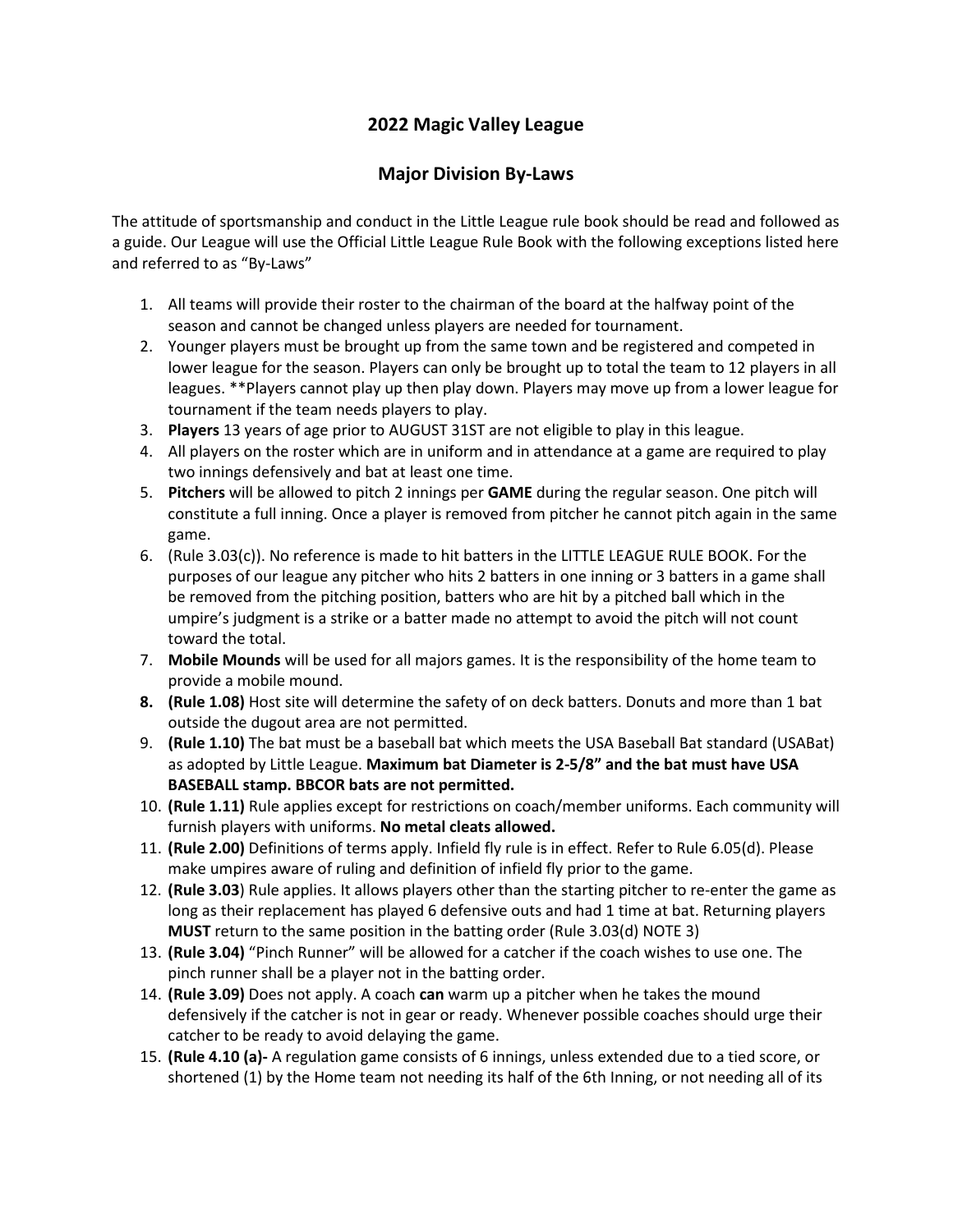## 2022 Magic Valley League

## Major Division By-Laws

The attitude of sportsmanship and conduct in the Little League rule book should be read and followed as a guide. Our League will use the Official Little League Rule Book with the following exceptions listed here and referred to as "By-Laws"

1. All teams will provide their roster to the chairman of the board at the halfway point of the season and cannot be changed unless players are needed for tournament.
2. Younger players must be brought up from the same town and be registered and competed in lower league for the season. Players can only be brought up to total the team to 12 players in all leagues. **Players cannot play up then play down. Players may move up from a lower league for tournament if the team needs players to play.
3. **Players** 13 years of age prior to AUGUST 31ST are not eligible to play in this league.
4. All players on the roster which are in uniform and in attendance at a game are required to play two innings defensively and bat at least one time.
5. **Pitchers** will be allowed to pitch 2 innings per **GAME** during the regular season. One pitch will constitute a full inning. Once a player is removed from pitcher he cannot pitch again in the same game.
6. (Rule 3.03(c)). No reference is made to hit batters in the LITTLE LEAGUE RULE BOOK. For the purposes of our league any pitcher who hits 2 batters in one inning or 3 batters in a game shall be removed from the pitching position, batters who are hit by a pitched ball which in the umpire's judgment is a strike or a batter made no attempt to avoid the pitch will not count toward the total.
7. **Mobile Mounds** will be used for all majors games. It is the responsibility of the home team to provide a mobile mound.
8. **(Rule 1.08)** Host site will determine the safety of on deck batters. Donuts and more than 1 bat outside the dugout area are not permitted.
9. **(Rule 1.10)** The bat must be a baseball bat which meets the USA Baseball Bat standard (USABat) as adopted by Little League. **Maximum bat Diameter is 2-5/8" and the bat must have USA BASEBALL stamp. BBCOR bats are not permitted.**
10. **(Rule 1.11)** Rule applies except for restrictions on coach/member uniforms. Each community will furnish players with uniforms. **No metal cleats allowed.**
11. **(Rule 2.00)** Definitions of terms apply. Infield fly rule is in effect. Refer to Rule 6.05(d). Please make umpires aware of ruling and definition of infield fly prior to the game.
12. **(Rule 3.03**) Rule applies. It allows players other than the starting pitcher to re-enter the game as long as their replacement has played 6 defensive outs and had 1 time at bat. Returning players **MUST** return to the same position in the batting order (Rule 3.03(d) NOTE 3)
13. **(Rule 3.04)** "Pinch Runner" will be allowed for a catcher if the coach wishes to use one. The pinch runner shall be a player not in the batting order.
14. **(Rule 3.09)** Does not apply. A coach **can** warm up a pitcher when he takes the mound defensively if the catcher is not in gear or ready. Whenever possible coaches should urge their catcher to be ready to avoid delaying the game.
15. **(Rule 4.10 (a)-** A regulation game consists of 6 innings, unless extended due to a tied score, or shortened (1) by the Home team not needing its half of the 6th Inning, or not needing all of its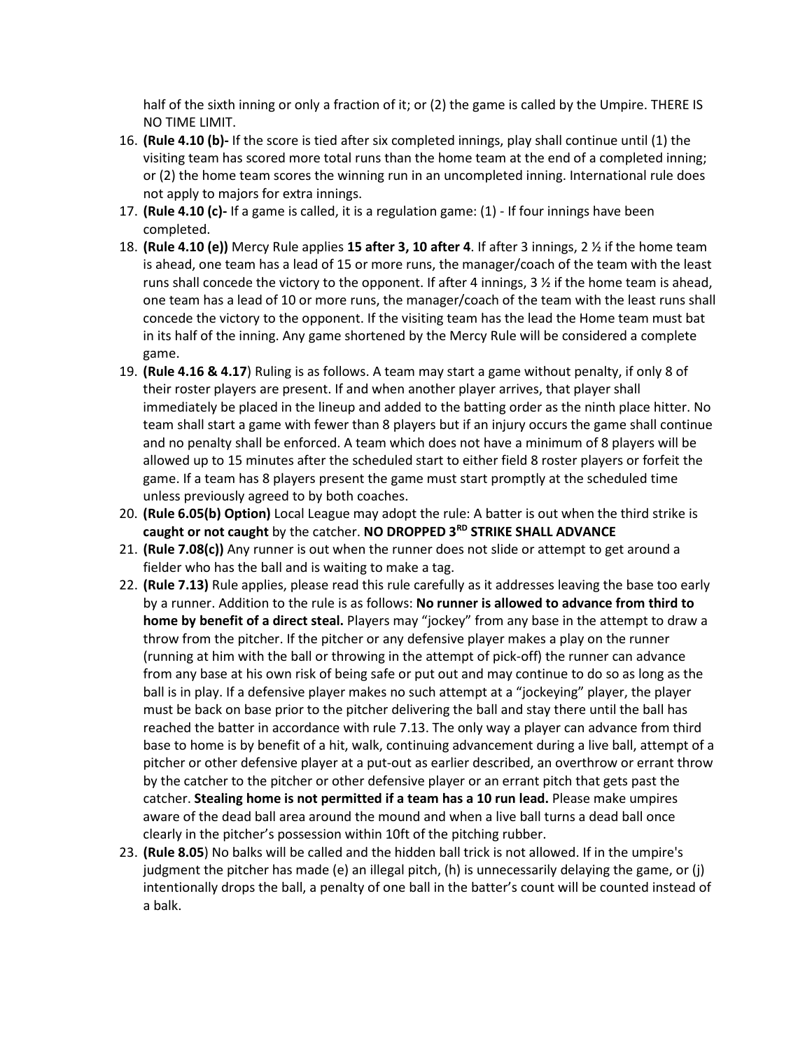half of the sixth inning or only a fraction of it; or (2) the game is called by the Umpire. THERE IS NO TIME LIMIT.

16. **(Rule 4.10 (b)-** If the score is tied after six completed innings, play shall continue until (1) the visiting team has scored more total runs than the home team at the end of a completed inning; or (2) the home team scores the winning run in an uncompleted inning. International rule does not apply to majors for extra innings.
17. **(Rule 4.10 (c)-** If a game is called, it is a regulation game: (1) - If four innings have been completed.
18. **(Rule 4.10 (e))** Mercy Rule applies **15 after 3, 10 after 4**. If after 3 innings, 2 ½ if the home team is ahead, one team has a lead of 15 or more runs, the manager/coach of the team with the least runs shall concede the victory to the opponent. If after 4 innings, 3 ½ if the home team is ahead, one team has a lead of 10 or more runs, the manager/coach of the team with the least runs shall concede the victory to the opponent. If the visiting team has the lead the Home team must bat in its half of the inning. Any game shortened by the Mercy Rule will be considered a complete game.
19. **(Rule 4.16 & 4.17**) Ruling is as follows. A team may start a game without penalty, if only 8 of their roster players are present. If and when another player arrives, that player shall immediately be placed in the lineup and added to the batting order as the ninth place hitter. No team shall start a game with fewer than 8 players but if an injury occurs the game shall continue and no penalty shall be enforced. A team which does not have a minimum of 8 players will be allowed up to 15 minutes after the scheduled start to either field 8 roster players or forfeit the game. If a team has 8 players present the game must start promptly at the scheduled time unless previously agreed to by both coaches.
20. **(Rule 6.05(b) Option)** Local League may adopt the rule: A batter is out when the third strike is **caught or not caught** by the catcher. **NO DROPPED 3RD STRIKE SHALL ADVANCE**
21. **(Rule 7.08(c))** Any runner is out when the runner does not slide or attempt to get around a fielder who has the ball and is waiting to make a tag.
22. **(Rule 7.13)** Rule applies, please read this rule carefully as it addresses leaving the base too early by a runner. Addition to the rule is as follows: **No runner is allowed to advance from third to home by benefit of a direct steal.** Players may "jockey" from any base in the attempt to draw a throw from the pitcher. If the pitcher or any defensive player makes a play on the runner (running at him with the ball or throwing in the attempt of pick-off) the runner can advance from any base at his own risk of being safe or put out and may continue to do so as long as the ball is in play. If a defensive player makes no such attempt at a "jockeying" player, the player must be back on base prior to the pitcher delivering the ball and stay there until the ball has reached the batter in accordance with rule 7.13. The only way a player can advance from third base to home is by benefit of a hit, walk, continuing advancement during a live ball, attempt of a pitcher or other defensive player at a put-out as earlier described, an overthrow or errant throw by the catcher to the pitcher or other defensive player or an errant pitch that gets past the catcher. **Stealing home is not permitted if a team has a 10 run lead.** Please make umpires aware of the dead ball area around the mound and when a live ball turns a dead ball once clearly in the pitcher's possession within 10ft of the pitching rubber.
23. **(Rule 8.05**) No balks will be called and the hidden ball trick is not allowed. If in the umpire's judgment the pitcher has made (e) an illegal pitch, (h) is unnecessarily delaying the game, or (j) intentionally drops the ball, a penalty of one ball in the batter's count will be counted instead of a balk.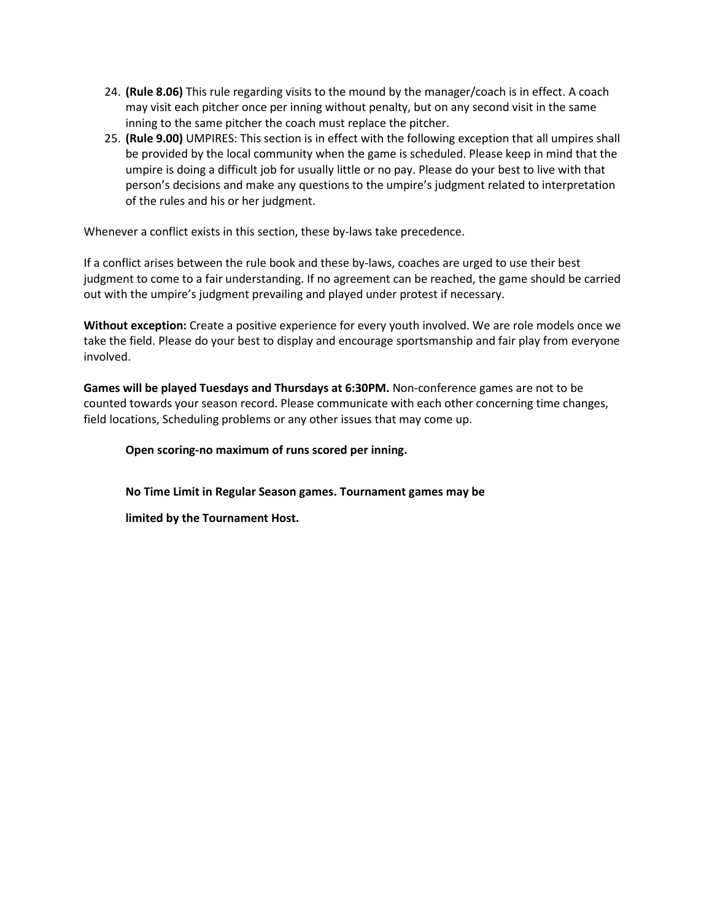24. **(Rule 8.06)** This rule regarding visits to the mound by the manager/coach is in effect. A coach may visit each pitcher once per inning without penalty, but on any second visit in the same inning to the same pitcher the coach must replace the pitcher.
25. **(Rule 9.00)** UMPIRES: This section is in effect with the following exception that all umpires shall be provided by the local community when the game is scheduled. Please keep in mind that the umpire is doing a difficult job for usually little or no pay. Please do your best to live with that person's decisions and make any questions to the umpire's judgment related to interpretation of the rules and his or her judgment.

Whenever a conflict exists in this section, these by-laws take precedence.

If a conflict arises between the rule book and these by-laws, coaches are urged to use their best judgment to come to a fair understanding. If no agreement can be reached, the game should be carried out with the umpire's judgment prevailing and played under protest if necessary.

**Without exception:** Create a positive experience for every youth involved. We are role models once we take the field. Please do your best to display and encourage sportsmanship and fair play from everyone involved.

**Games will be played Tuesdays and Thursdays at 6:30PM.** Non-conference games are not to be counted towards your season record. Please communicate with each other concerning time changes, field locations, Scheduling problems or any other issues that may come up.

**Open scoring-no maximum of runs scored per inning.**

**No Time Limit in Regular Season games. Tournament games may be limited by the Tournament Host.**